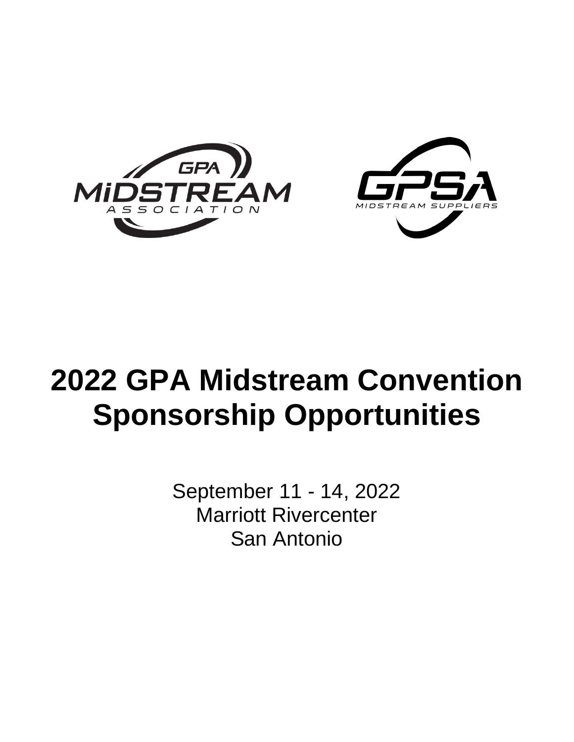# 2022 GPA Midstream Convention Sponsorship Opportunities

September 11 - 14, 2022
Marriott Rivercenter
San Antonio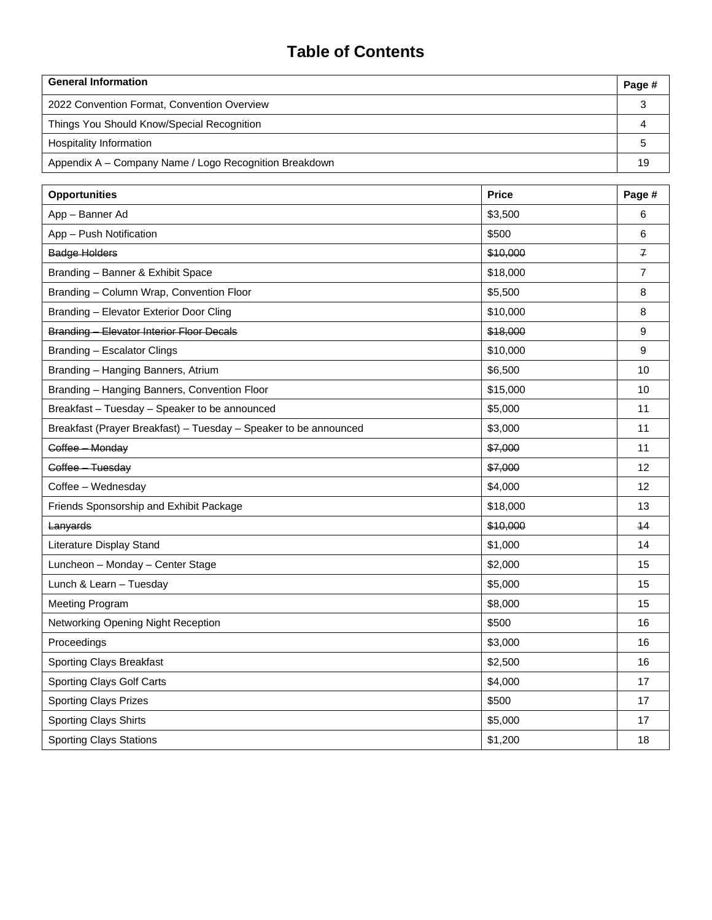# Table of Contents

| General Information | Page # |
|---|---|
| 2022 Convention Format, Convention Overview | 3 |
| Things You Should Know/Special Recognition | 4 |
| Hospitality Information | 5 |
| Appendix A – Company Name / Logo Recognition Breakdown | 19 |

| Opportunities | Price | Page # |
|---|---|---|
| App – Banner Ad | $3,500 | 6 |
| App – Push Notification | $500 | 6 |
| ~~Badge Holders~~ | ~~$10,000~~ | ~~7~~ |
| Branding – Banner & Exhibit Space | $18,000 | 7 |
| Branding – Column Wrap, Convention Floor | $5,500 | 8 |
| Branding – Elevator Exterior Door Cling | $10,000 | 8 |
| ~~Branding – Elevator Interior Floor Decals~~ | ~~$18,000~~ | 9 |
| Branding – Escalator Clings | $10,000 | 9 |
| Branding – Hanging Banners, Atrium | $6,500 | 10 |
| Branding – Hanging Banners, Convention Floor | $15,000 | 10 |
| Breakfast – Tuesday – Speaker to be announced | $5,000 | 11 |
| Breakfast (Prayer Breakfast) – Tuesday – Speaker to be announced | $3,000 | 11 |
| ~~Coffee – Monday~~ | ~~$7,000~~ | 11 |
| ~~Coffee – Tuesday~~ | ~~$7,000~~ | 12 |
| Coffee – Wednesday | $4,000 | 12 |
| Friends Sponsorship and Exhibit Package | $18,000 | 13 |
| ~~Lanyards~~ | ~~$10,000~~ | ~~14~~ |
| Literature Display Stand | $1,000 | 14 |
| Luncheon – Monday – Center Stage | $2,000 | 15 |
| Lunch & Learn – Tuesday | $5,000 | 15 |
| Meeting Program | $8,000 | 15 |
| Networking Opening Night Reception | $500 | 16 |
| Proceedings | $3,000 | 16 |
| Sporting Clays Breakfast | $2,500 | 16 |
| Sporting Clays Golf Carts | $4,000 | 17 |
| Sporting Clays Prizes | $500 | 17 |
| Sporting Clays Shirts | $5,000 | 17 |
| Sporting Clays Stations | $1,200 | 18 |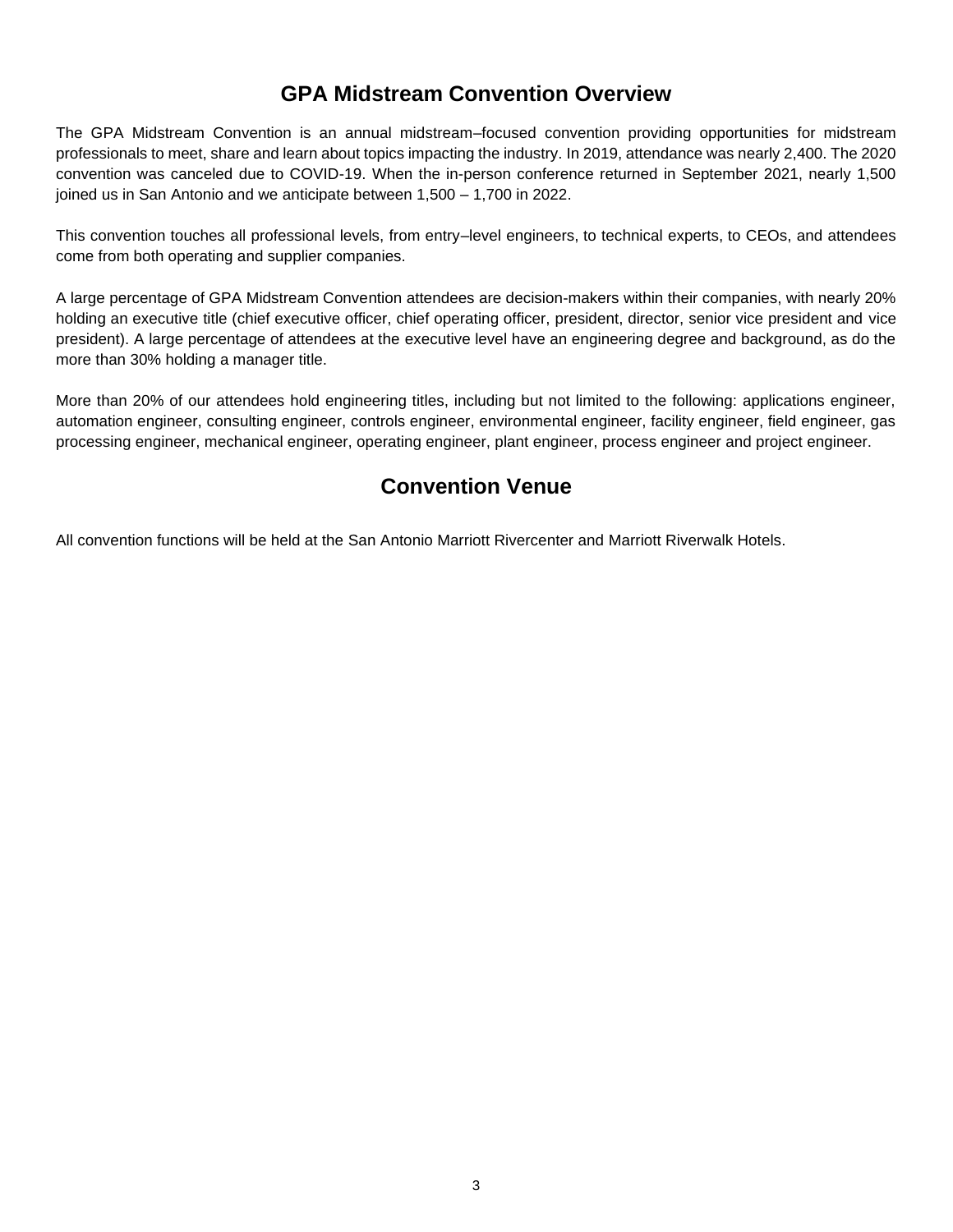## GPA Midstream Convention Overview

The GPA Midstream Convention is an annual midstream–focused convention providing opportunities for midstream professionals to meet, share and learn about topics impacting the industry. In 2019, attendance was nearly 2,400. The 2020 convention was canceled due to COVID-19. When the in-person conference returned in September 2021, nearly 1,500 joined us in San Antonio and we anticipate between 1,500 – 1,700 in 2022.

This convention touches all professional levels, from entry–level engineers, to technical experts, to CEOs, and attendees come from both operating and supplier companies.

A large percentage of GPA Midstream Convention attendees are decision-makers within their companies, with nearly 20% holding an executive title (chief executive officer, chief operating officer, president, director, senior vice president and vice president). A large percentage of attendees at the executive level have an engineering degree and background, as do the more than 30% holding a manager title.

More than 20% of our attendees hold engineering titles, including but not limited to the following: applications engineer, automation engineer, consulting engineer, controls engineer, environmental engineer, facility engineer, field engineer, gas processing engineer, mechanical engineer, operating engineer, plant engineer, process engineer and project engineer.

## Convention Venue

All convention functions will be held at the San Antonio Marriott Rivercenter and Marriott Riverwalk Hotels.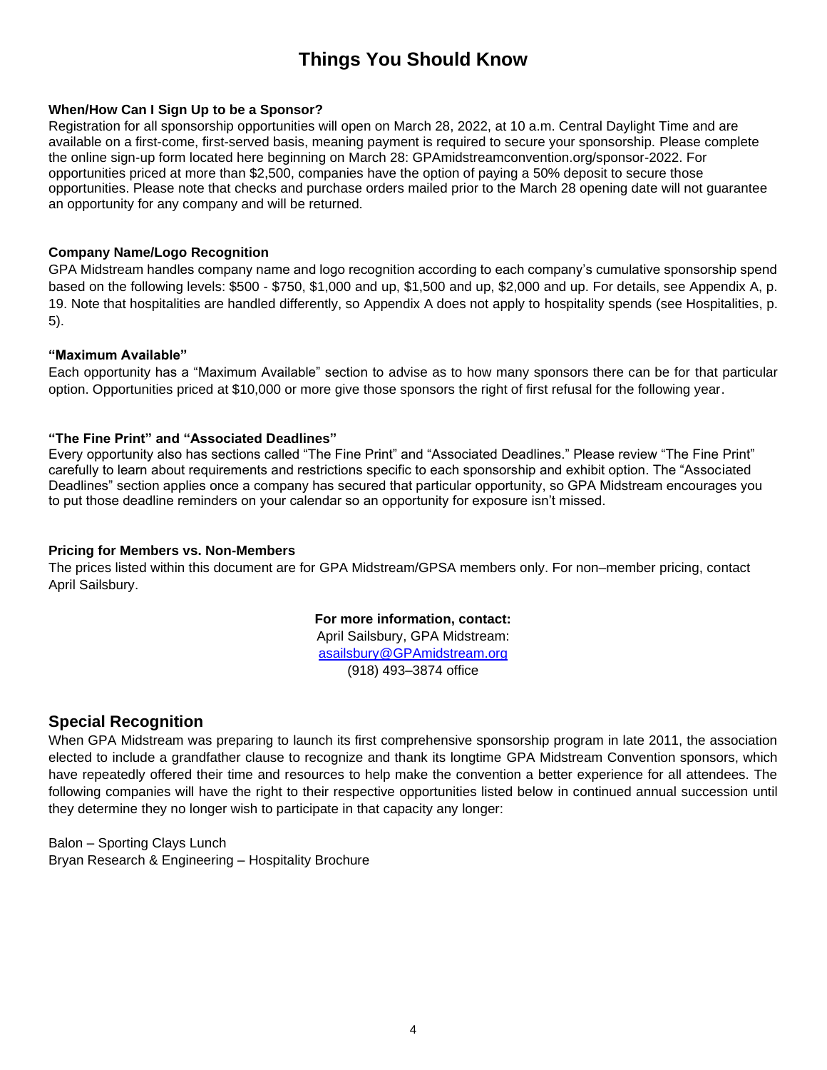# Things You Should Know

**When/How Can I Sign Up to be a Sponsor?**

Registration for all sponsorship opportunities will open on March 28, 2022, at 10 a.m. Central Daylight Time and are available on a first-come, first-served basis, meaning payment is required to secure your sponsorship. Please complete the online sign-up form located here beginning on March 28: GPAmidstreamconvention.org/sponsor-2022. For opportunities priced at more than $2,500, companies have the option of paying a 50% deposit to secure those opportunities. Please note that checks and purchase orders mailed prior to the March 28 opening date will not guarantee an opportunity for any company and will be returned.

**Company Name/Logo Recognition**

GPA Midstream handles company name and logo recognition according to each company's cumulative sponsorship spend based on the following levels: $500 - $750, $1,000 and up, $1,500 and up, $2,000 and up. For details, see Appendix A, p. 19. Note that hospitalities are handled differently, so Appendix A does not apply to hospitality spends (see Hospitalities, p. 5).

**"Maximum Available"**

Each opportunity has a "Maximum Available" section to advise as to how many sponsors there can be for that particular option. Opportunities priced at $10,000 or more give those sponsors the right of first refusal for the following year.

**"The Fine Print" and "Associated Deadlines"**

Every opportunity also has sections called "The Fine Print" and "Associated Deadlines." Please review "The Fine Print" carefully to learn about requirements and restrictions specific to each sponsorship and exhibit option. The "Associated Deadlines" section applies once a company has secured that particular opportunity, so GPA Midstream encourages you to put those deadline reminders on your calendar so an opportunity for exposure isn't missed.

**Pricing for Members vs. Non-Members**

The prices listed within this document are for GPA Midstream/GPSA members only. For non–member pricing, contact April Sailsbury.

**For more information, contact:**
April Sailsbury, GPA Midstream:
asailsbury@GPAmidstream.org
(918) 493–3874 office

## Special Recognition

When GPA Midstream was preparing to launch its first comprehensive sponsorship program in late 2011, the association elected to include a grandfather clause to recognize and thank its longtime GPA Midstream Convention sponsors, which have repeatedly offered their time and resources to help make the convention a better experience for all attendees. The following companies will have the right to their respective opportunities listed below in continued annual succession until they determine they no longer wish to participate in that capacity any longer:

Balon – Sporting Clays Lunch
Bryan Research & Engineering – Hospitality Brochure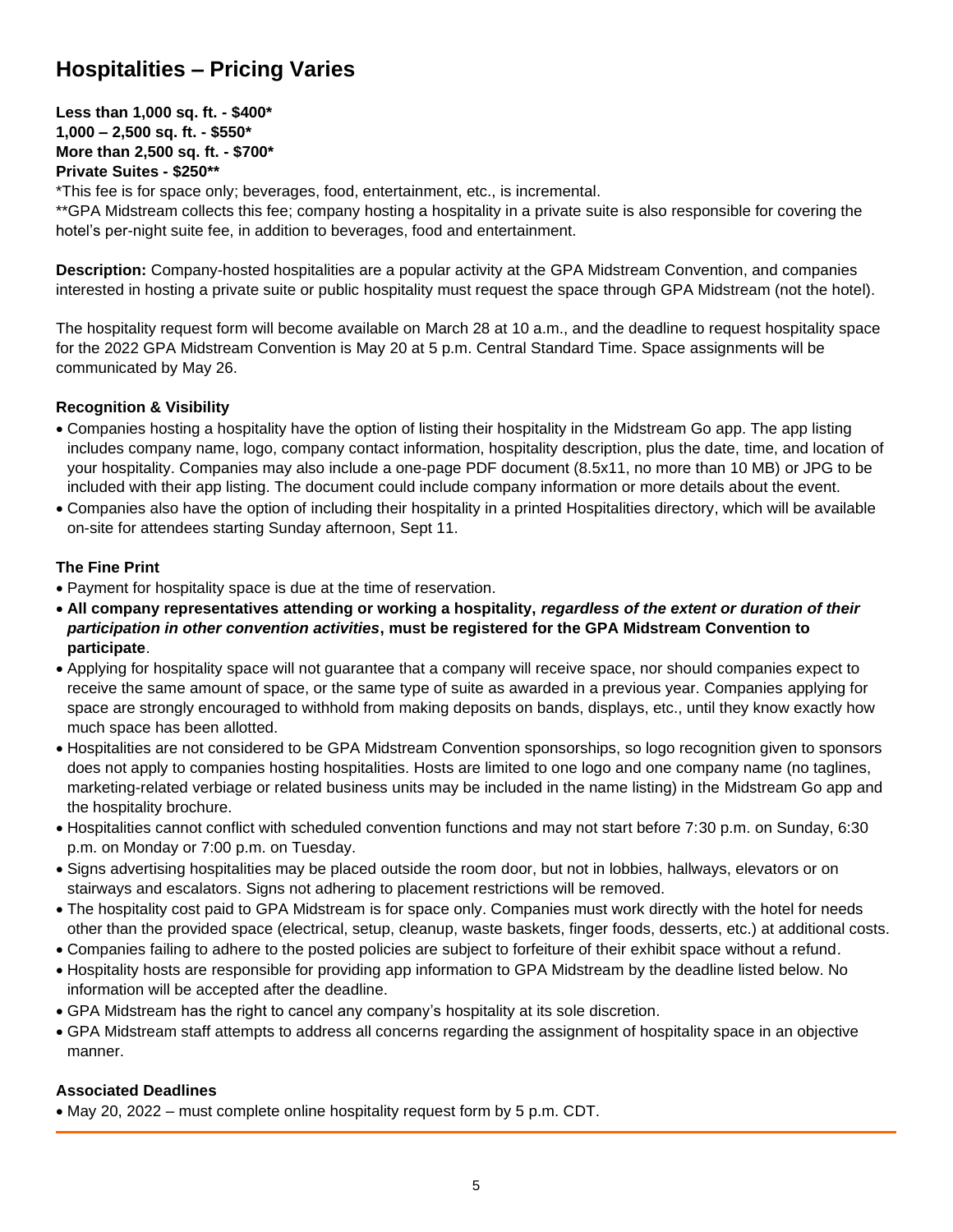## Hospitalities – Pricing Varies

**Less than 1,000 sq. ft. - $400***
**1,000 – 2,500 sq. ft. - $550***
**More than 2,500 sq. ft. - $700***
**Private Suites - $250****

*This fee is for space only; beverages, food, entertainment, etc., is incremental.
**GPA Midstream collects this fee; company hosting a hospitality in a private suite is also responsible for covering the hotel's per-night suite fee, in addition to beverages, food and entertainment.

**Description:** Company-hosted hospitalities are a popular activity at the GPA Midstream Convention, and companies interested in hosting a private suite or public hospitality must request the space through GPA Midstream (not the hotel).

The hospitality request form will become available on March 28 at 10 a.m., and the deadline to request hospitality space for the 2022 GPA Midstream Convention is May 20 at 5 p.m. Central Standard Time. Space assignments will be communicated by May 26.

### Recognition & Visibility

- Companies hosting a hospitality have the option of listing their hospitality in the Midstream Go app. The app listing includes company name, logo, company contact information, hospitality description, plus the date, time, and location of your hospitality. Companies may also include a one-page PDF document (8.5x11, no more than 10 MB) or JPG to be included with their app listing. The document could include company information or more details about the event.
- Companies also have the option of including their hospitality in a printed Hospitalities directory, which will be available on-site for attendees starting Sunday afternoon, Sept 11.

### The Fine Print

- Payment for hospitality space is due at the time of reservation.
- **All company representatives attending or working a hospitality, *regardless of the extent or duration of their participation in other convention activities*, must be registered for the GPA Midstream Convention to participate**.
- Applying for hospitality space will not guarantee that a company will receive space, nor should companies expect to receive the same amount of space, or the same type of suite as awarded in a previous year. Companies applying for space are strongly encouraged to withhold from making deposits on bands, displays, etc., until they know exactly how much space has been allotted.
- Hospitalities are not considered to be GPA Midstream Convention sponsorships, so logo recognition given to sponsors does not apply to companies hosting hospitalities. Hosts are limited to one logo and one company name (no taglines, marketing-related verbiage or related business units may be included in the name listing) in the Midstream Go app and the hospitality brochure.
- Hospitalities cannot conflict with scheduled convention functions and may not start before 7:30 p.m. on Sunday, 6:30 p.m. on Monday or 7:00 p.m. on Tuesday.
- Signs advertising hospitalities may be placed outside the room door, but not in lobbies, hallways, elevators or on stairways and escalators. Signs not adhering to placement restrictions will be removed.
- The hospitality cost paid to GPA Midstream is for space only. Companies must work directly with the hotel for needs other than the provided space (electrical, setup, cleanup, waste baskets, finger foods, desserts, etc.) at additional costs.
- Companies failing to adhere to the posted policies are subject to forfeiture of their exhibit space without a refund.
- Hospitality hosts are responsible for providing app information to GPA Midstream by the deadline listed below. No information will be accepted after the deadline.
- GPA Midstream has the right to cancel any company's hospitality at its sole discretion.
- GPA Midstream staff attempts to address all concerns regarding the assignment of hospitality space in an objective manner.

### Associated Deadlines

- May 20, 2022 – must complete online hospitality request form by 5 p.m. CDT.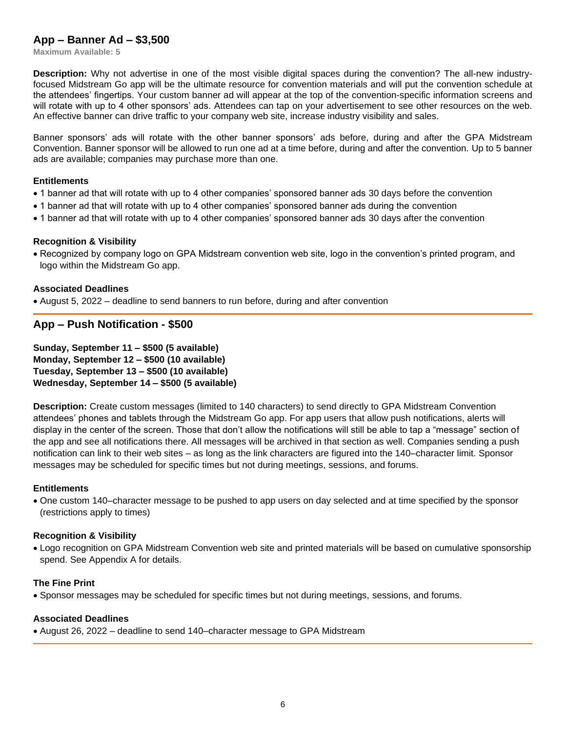## App – Banner Ad – $3,500

**Maximum Available: 5**

**Description:** Why not advertise in one of the most visible digital spaces during the convention? The all-new industry-focused Midstream Go app will be the ultimate resource for convention materials and will put the convention schedule at the attendees' fingertips. Your custom banner ad will appear at the top of the convention-specific information screens and will rotate with up to 4 other sponsors' ads. Attendees can tap on your advertisement to see other resources on the web. An effective banner can drive traffic to your company web site, increase industry visibility and sales.

Banner sponsors' ads will rotate with the other banner sponsors' ads before, during and after the GPA Midstream Convention. Banner sponsor will be allowed to run one ad at a time before, during and after the convention. Up to 5 banner ads are available; companies may purchase more than one.

### Entitlements

- 1 banner ad that will rotate with up to 4 other companies' sponsored banner ads 30 days before the convention
- 1 banner ad that will rotate with up to 4 other companies' sponsored banner ads during the convention
- 1 banner ad that will rotate with up to 4 other companies' sponsored banner ads 30 days after the convention

### Recognition & Visibility

- Recognized by company logo on GPA Midstream convention web site, logo in the convention's printed program, and logo within the Midstream Go app.

### Associated Deadlines

- August 5, 2022 – deadline to send banners to run before, during and after convention

## App – Push Notification - $500

**Sunday, September 11 – $500 (5 available)**
**Monday, September 12 – $500 (10 available)**
**Tuesday, September 13 – $500 (10 available)**
**Wednesday, September 14 – $500 (5 available)**

**Description:** Create custom messages (limited to 140 characters) to send directly to GPA Midstream Convention attendees' phones and tablets through the Midstream Go app. For app users that allow push notifications, alerts will display in the center of the screen. Those that don't allow the notifications will still be able to tap a "message" section of the app and see all notifications there. All messages will be archived in that section as well. Companies sending a push notification can link to their web sites – as long as the link characters are figured into the 140–character limit. Sponsor messages may be scheduled for specific times but not during meetings, sessions, and forums.

### Entitlements

- One custom 140–character message to be pushed to app users on day selected and at time specified by the sponsor (restrictions apply to times)

### Recognition & Visibility

- Logo recognition on GPA Midstream Convention web site and printed materials will be based on cumulative sponsorship spend. See Appendix A for details.

### The Fine Print

- Sponsor messages may be scheduled for specific times but not during meetings, sessions, and forums.

### Associated Deadlines

- August 26, 2022 – deadline to send 140–character message to GPA Midstream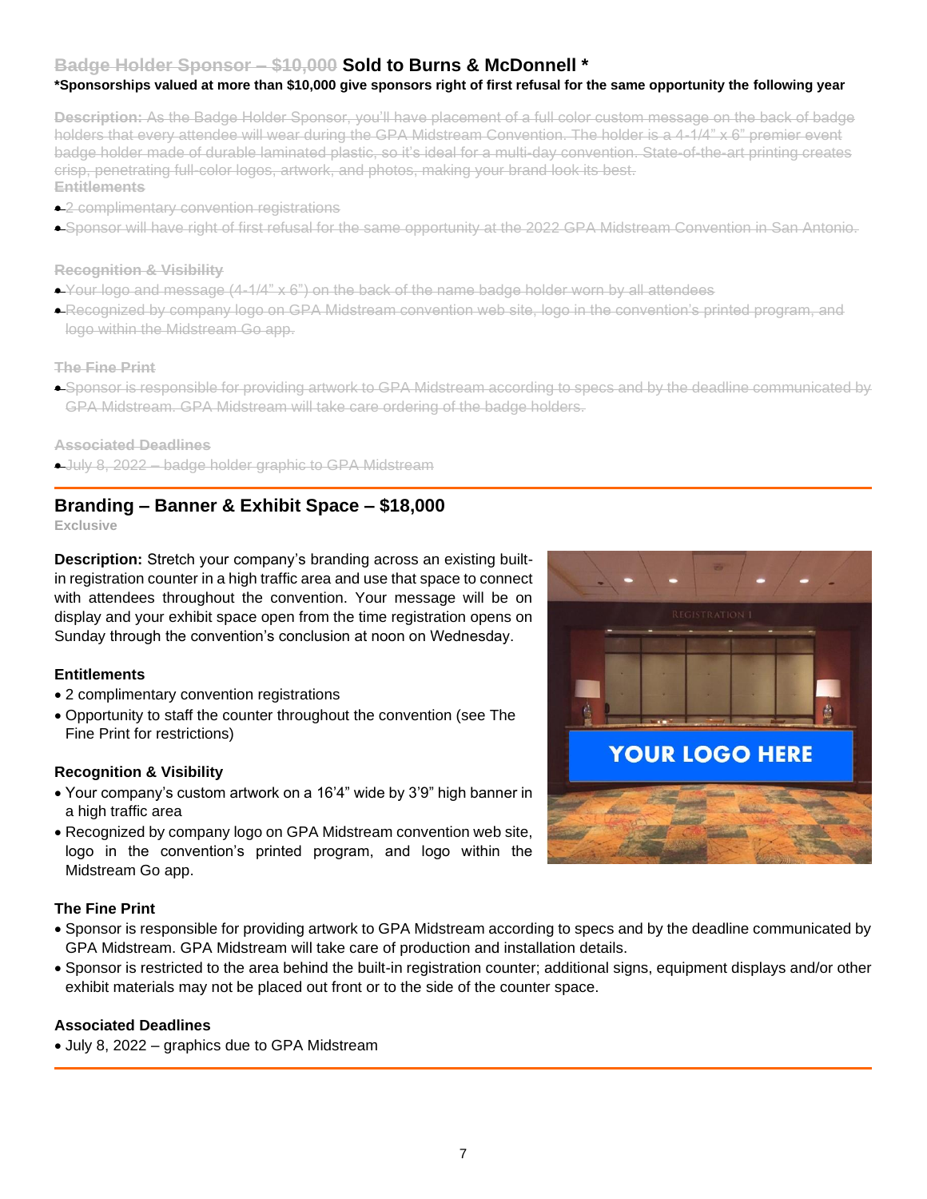## ~~Badge Holder Sponsor – $10,000~~ Sold to Burns & McDonnell *

***Sponsorships valued at more than $10,000 give sponsors right of first refusal for the same opportunity the following year**

~~**Description:** As the Badge Holder Sponsor, you'll have placement of a full color custom message on the back of badge holders that every attendee will wear during the GPA Midstream Convention. The holder is a 4-1/4" x 6" premier event badge holder made of durable laminated plastic, so it's ideal for a multi-day convention. State-of-the-art printing creates crisp, penetrating full-color logos, artwork, and photos, making your brand look its best.~~

~~**Entitlements**~~

- ~~2 complimentary convention registrations~~
- ~~Sponsor will have right of first refusal for the same opportunity at the 2022 GPA Midstream Convention in San Antonio.~~

~~**Recognition & Visibility**~~

- ~~Your logo and message (4-1/4" x 6") on the back of the name badge holder worn by all attendees~~
- ~~Recognized by company logo on GPA Midstream convention web site, logo in the convention's printed program, and logo within the Midstream Go app.~~

~~**The Fine Print**~~

- ~~Sponsor is responsible for providing artwork to GPA Midstream according to specs and by the deadline communicated by GPA Midstream. GPA Midstream will take care ordering of the badge holders.~~

~~**Associated Deadlines**~~

- ~~July 8, 2022 – badge holder graphic to GPA Midstream~~

---

## Branding – Banner & Exhibit Space – $18,000

**Exclusive**

**Description:** Stretch your company's branding across an existing built-in registration counter in a high traffic area and use that space to connect with attendees throughout the convention. Your message will be on display and your exhibit space open from the time registration opens on Sunday through the convention's conclusion at noon on Wednesday.

**Entitlements**

- 2 complimentary convention registrations
- Opportunity to staff the counter throughout the convention (see The Fine Print for restrictions)

**Recognition & Visibility**

- Your company's custom artwork on a 16'4" wide by 3'9" high banner in a high traffic area
- Recognized by company logo on GPA Midstream convention web site, logo in the convention's printed program, and logo within the Midstream Go app.

**The Fine Print**

- Sponsor is responsible for providing artwork to GPA Midstream according to specs and by the deadline communicated by GPA Midstream. GPA Midstream will take care of production and installation details.
- Sponsor is restricted to the area behind the built-in registration counter; additional signs, equipment displays and/or other exhibit materials may not be placed out front or to the side of the counter space.

**Associated Deadlines**

- July 8, 2022 – graphics due to GPA Midstream

---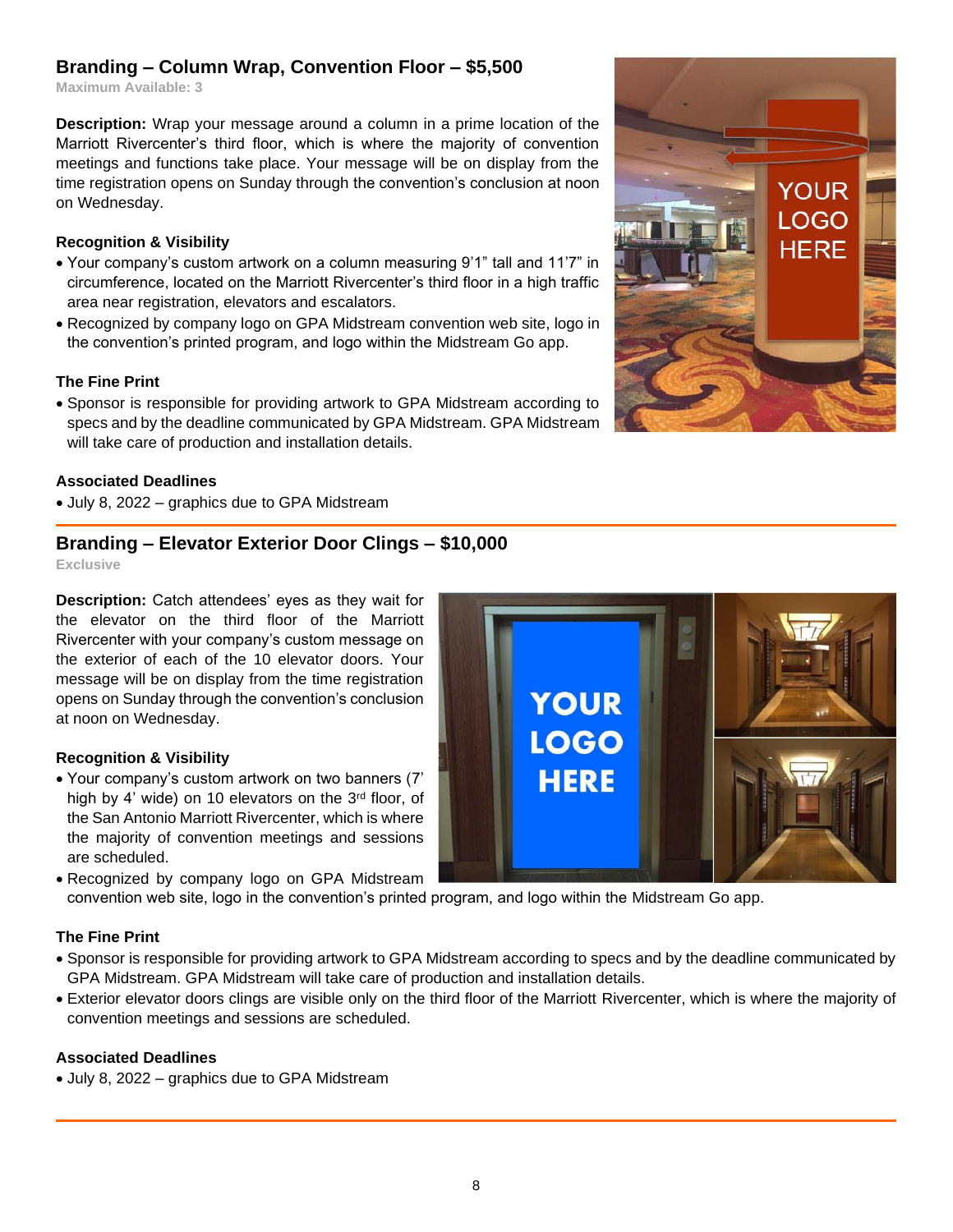## Branding – Column Wrap, Convention Floor – $5,500

**Maximum Available: 3**

**Description:** Wrap your message around a column in a prime location of the Marriott Rivercenter's third floor, which is where the majority of convention meetings and functions take place. Your message will be on display from the time registration opens on Sunday through the convention's conclusion at noon on Wednesday.

### Recognition & Visibility

- Your company's custom artwork on a column measuring 9'1" tall and 11'7" in circumference, located on the Marriott Rivercenter's third floor in a high traffic area near registration, elevators and escalators.
- Recognized by company logo on GPA Midstream convention web site, logo in the convention's printed program, and logo within the Midstream Go app.

### The Fine Print

- Sponsor is responsible for providing artwork to GPA Midstream according to specs and by the deadline communicated by GPA Midstream. GPA Midstream will take care of production and installation details.

### Associated Deadlines

- July 8, 2022 – graphics due to GPA Midstream

---

## Branding – Elevator Exterior Door Clings – $10,000

**Exclusive**

**Description:** Catch attendees' eyes as they wait for the elevator on the third floor of the Marriott Rivercenter with your company's custom message on the exterior of each of the 10 elevator doors. Your message will be on display from the time registration opens on Sunday through the convention's conclusion at noon on Wednesday.

### Recognition & Visibility

- Your company's custom artwork on two banners (7' high by 4' wide) on 10 elevators on the 3rd floor, of the San Antonio Marriott Rivercenter, which is where the majority of convention meetings and sessions are scheduled.
- Recognized by company logo on GPA Midstream convention web site, logo in the convention's printed program, and logo within the Midstream Go app.

### The Fine Print

- Sponsor is responsible for providing artwork to GPA Midstream according to specs and by the deadline communicated by GPA Midstream. GPA Midstream will take care of production and installation details.
- Exterior elevator doors clings are visible only on the third floor of the Marriott Rivercenter, which is where the majority of convention meetings and sessions are scheduled.

### Associated Deadlines

- July 8, 2022 – graphics due to GPA Midstream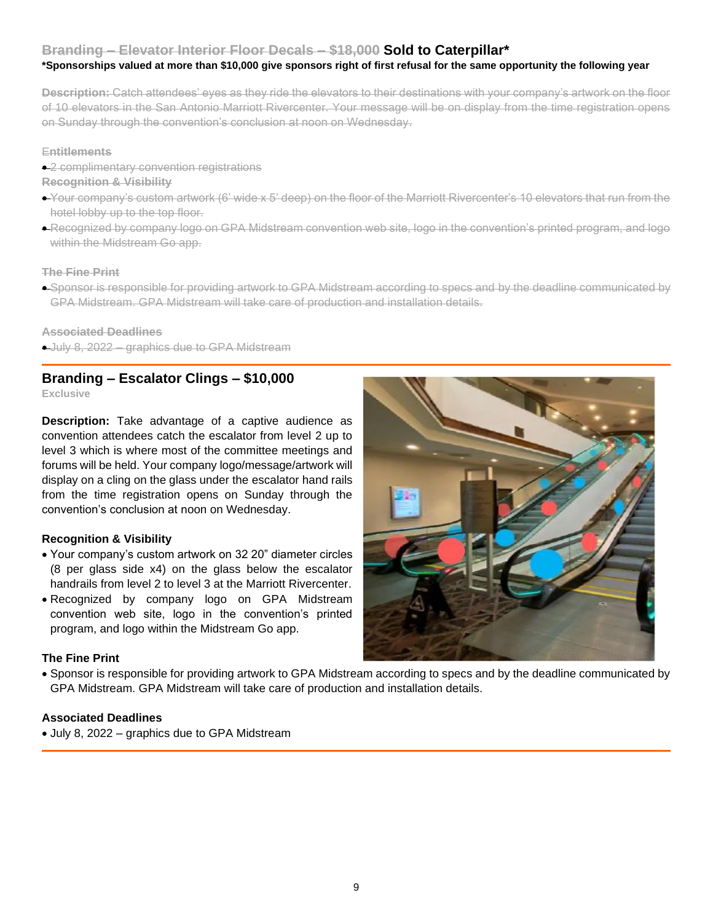## ~~Branding – Elevator Interior Floor Decals – $18,000~~ Sold to Caterpillar*

***Sponsorships valued at more than $10,000 give sponsors right of first refusal for the same opportunity the following year**

~~**Description:** Catch attendees' eyes as they ride the elevators to their destinations with your company's artwork on the floor of 10 elevators in the San Antonio Marriott Rivercenter. Your message will be on display from the time registration opens on Sunday through the convention's conclusion at noon on Wednesday.~~

~~**Entitlements**~~

- ~~2 complimentary convention registrations~~

~~**Recognition & Visibility**~~

- ~~Your company's custom artwork (6' wide x 5' deep) on the floor of the Marriott Rivercenter's 10 elevators that run from the hotel lobby up to the top floor.~~
- ~~Recognized by company logo on GPA Midstream convention web site, logo in the convention's printed program, and logo within the Midstream Go app.~~

~~**The Fine Print**~~

- ~~Sponsor is responsible for providing artwork to GPA Midstream according to specs and by the deadline communicated by GPA Midstream. GPA Midstream will take care of production and installation details.~~

~~**Associated Deadlines**~~

- ~~July 8, 2022 – graphics due to GPA Midstream~~

---

## Branding – Escalator Clings – $10,000

**Exclusive**

**Description:** Take advantage of a captive audience as convention attendees catch the escalator from level 2 up to level 3 which is where most of the committee meetings and forums will be held. Your company logo/message/artwork will display on a cling on the glass under the escalator hand rails from the time registration opens on Sunday through the convention's conclusion at noon on Wednesday.

**Recognition & Visibility**

- Your company's custom artwork on 32 20" diameter circles (8 per glass side x4) on the glass below the escalator handrails from level 2 to level 3 at the Marriott Rivercenter.
- Recognized by company logo on GPA Midstream convention web site, logo in the convention's printed program, and logo within the Midstream Go app.

**The Fine Print**

- Sponsor is responsible for providing artwork to GPA Midstream according to specs and by the deadline communicated by GPA Midstream. GPA Midstream will take care of production and installation details.

**Associated Deadlines**

- July 8, 2022 – graphics due to GPA Midstream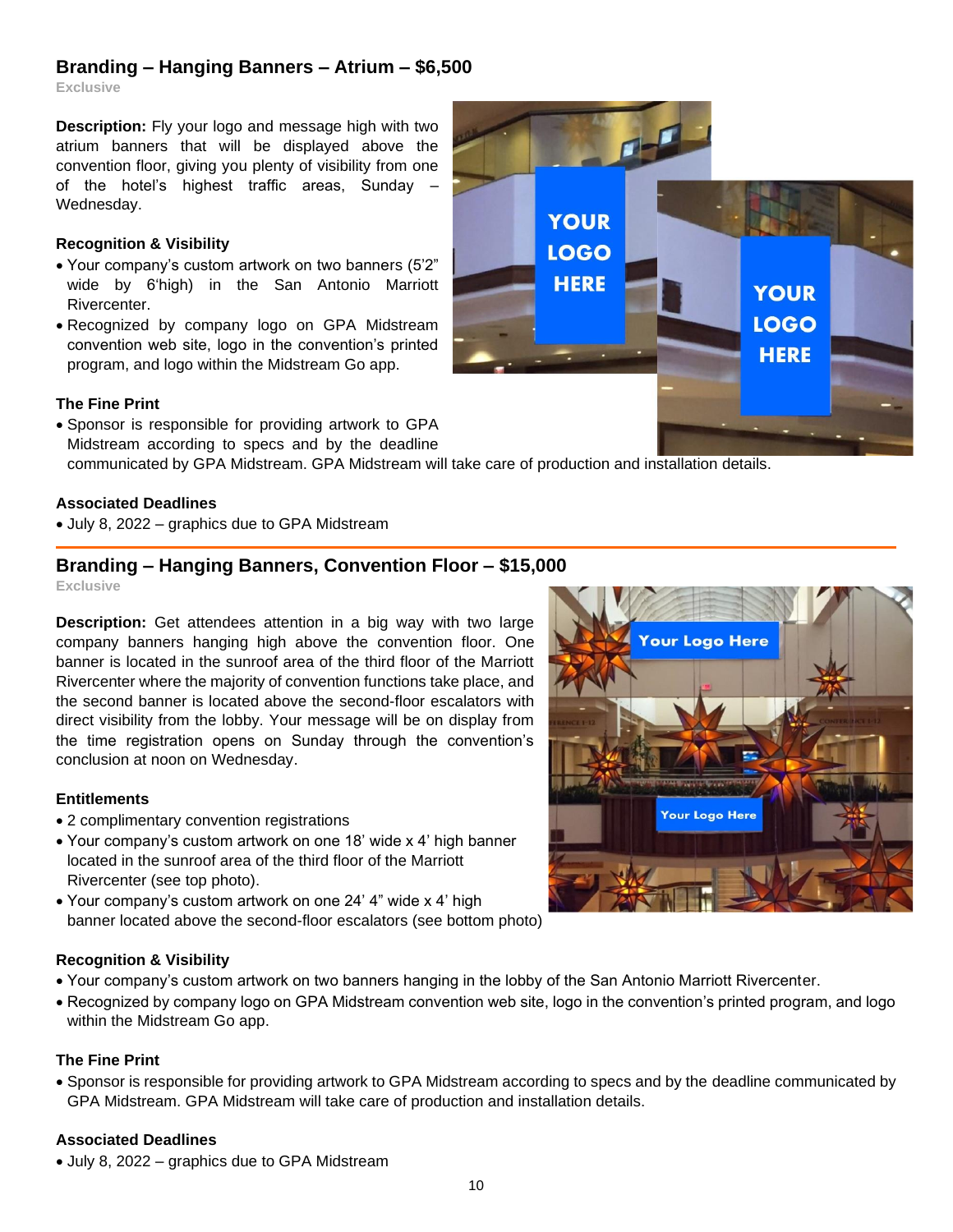## Branding – Hanging Banners – Atrium – $6,500

Exclusive

**Description:** Fly your logo and message high with two atrium banners that will be displayed above the convention floor, giving you plenty of visibility from one of the hotel's highest traffic areas, Sunday – Wednesday.

### Recognition & Visibility

- Your company's custom artwork on two banners (5'2" wide by 6'high) in the San Antonio Marriott Rivercenter.
- Recognized by company logo on GPA Midstream convention web site, logo in the convention's printed program, and logo within the Midstream Go app.

### The Fine Print

- Sponsor is responsible for providing artwork to GPA Midstream according to specs and by the deadline communicated by GPA Midstream. GPA Midstream will take care of production and installation details.

### Associated Deadlines

- July 8, 2022 – graphics due to GPA Midstream

---

## Branding – Hanging Banners, Convention Floor – $15,000

Exclusive

**Description:** Get attendees attention in a big way with two large company banners hanging high above the convention floor. One banner is located in the sunroof area of the third floor of the Marriott Rivercenter where the majority of convention functions take place, and the second banner is located above the second-floor escalators with direct visibility from the lobby. Your message will be on display from the time registration opens on Sunday through the convention's conclusion at noon on Wednesday.

### Entitlements

- 2 complimentary convention registrations
- Your company's custom artwork on one 18' wide x 4' high banner located in the sunroof area of the third floor of the Marriott Rivercenter (see top photo).
- Your company's custom artwork on one 24' 4" wide x 4' high banner located above the second-floor escalators (see bottom photo)

### Recognition & Visibility

- Your company's custom artwork on two banners hanging in the lobby of the San Antonio Marriott Rivercenter.
- Recognized by company logo on GPA Midstream convention web site, logo in the convention's printed program, and logo within the Midstream Go app.

### The Fine Print

- Sponsor is responsible for providing artwork to GPA Midstream according to specs and by the deadline communicated by GPA Midstream. GPA Midstream will take care of production and installation details.

### Associated Deadlines

- July 8, 2022 – graphics due to GPA Midstream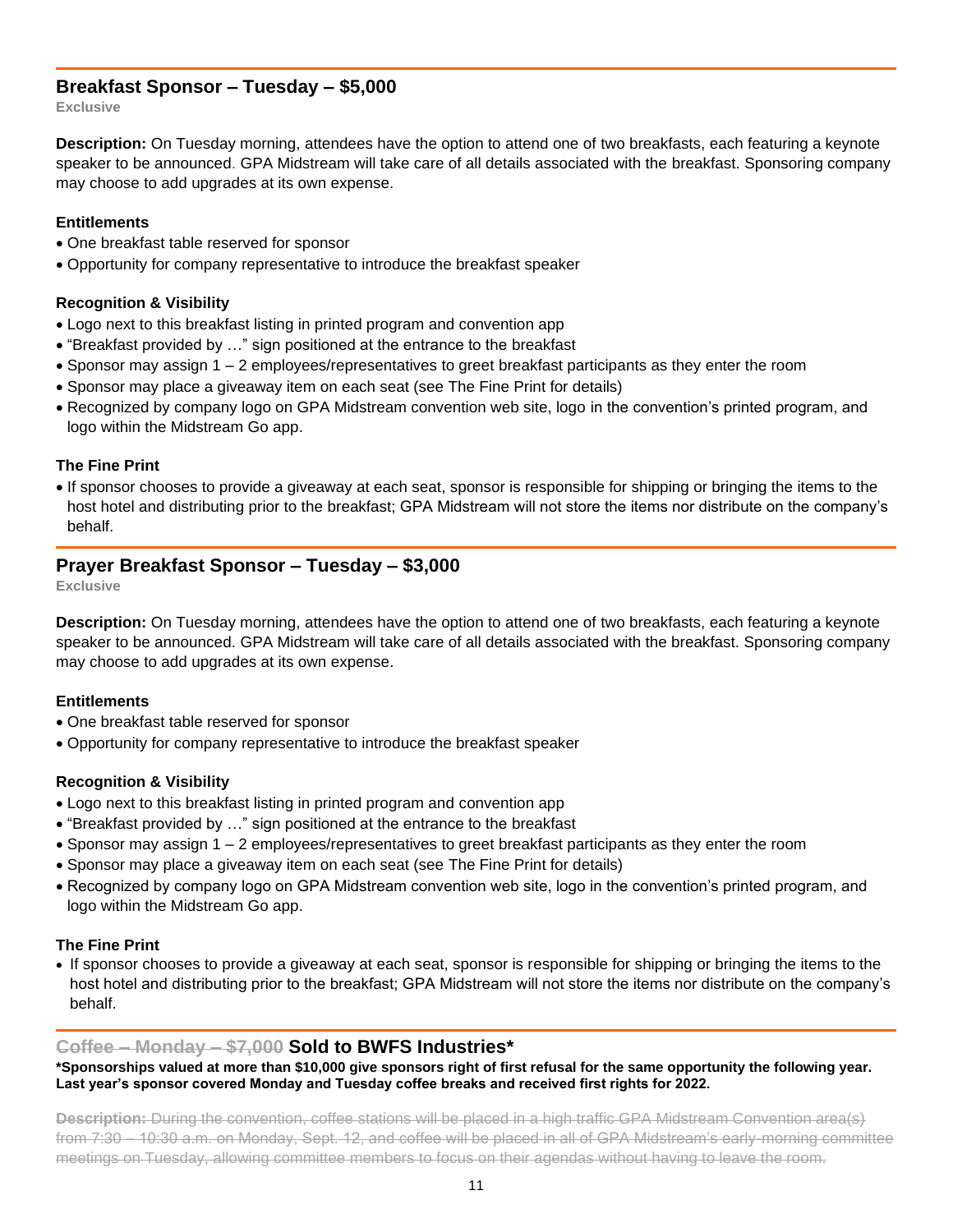## Breakfast Sponsor – Tuesday – $5,000

**Exclusive**

**Description:** On Tuesday morning, attendees have the option to attend one of two breakfasts, each featuring a keynote speaker to be announced. GPA Midstream will take care of all details associated with the breakfast. Sponsoring company may choose to add upgrades at its own expense.

### Entitlements

- One breakfast table reserved for sponsor
- Opportunity for company representative to introduce the breakfast speaker

### Recognition & Visibility

- Logo next to this breakfast listing in printed program and convention app
- "Breakfast provided by …" sign positioned at the entrance to the breakfast
- Sponsor may assign 1 – 2 employees/representatives to greet breakfast participants as they enter the room
- Sponsor may place a giveaway item on each seat (see The Fine Print for details)
- Recognized by company logo on GPA Midstream convention web site, logo in the convention's printed program, and logo within the Midstream Go app.

### The Fine Print

- If sponsor chooses to provide a giveaway at each seat, sponsor is responsible for shipping or bringing the items to the host hotel and distributing prior to the breakfast; GPA Midstream will not store the items nor distribute on the company's behalf.

## Prayer Breakfast Sponsor – Tuesday – $3,000

**Exclusive**

**Description:** On Tuesday morning, attendees have the option to attend one of two breakfasts, each featuring a keynote speaker to be announced. GPA Midstream will take care of all details associated with the breakfast. Sponsoring company may choose to add upgrades at its own expense.

### Entitlements

- One breakfast table reserved for sponsor
- Opportunity for company representative to introduce the breakfast speaker

### Recognition & Visibility

- Logo next to this breakfast listing in printed program and convention app
- "Breakfast provided by …" sign positioned at the entrance to the breakfast
- Sponsor may assign 1 – 2 employees/representatives to greet breakfast participants as they enter the room
- Sponsor may place a giveaway item on each seat (see The Fine Print for details)
- Recognized by company logo on GPA Midstream convention web site, logo in the convention's printed program, and logo within the Midstream Go app.

### The Fine Print

- If sponsor chooses to provide a giveaway at each seat, sponsor is responsible for shipping or bringing the items to the host hotel and distributing prior to the breakfast; GPA Midstream will not store the items nor distribute on the company's behalf.

## ~~Coffee – Monday – $7,000~~ Sold to BWFS Industries*

**\*Sponsorships valued at more than $10,000 give sponsors right of first refusal for the same opportunity the following year. Last year's sponsor covered Monday and Tuesday coffee breaks and received first rights for 2022.**

~~**Description:** During the convention, coffee stations will be placed in a high traffic GPA Midstream Convention area(s) from 7:30 – 10:30 a.m. on Monday, Sept. 12, and coffee will be placed in all of GPA Midstream's early-morning committee meetings on Tuesday, allowing committee members to focus on their agendas without having to leave the room.~~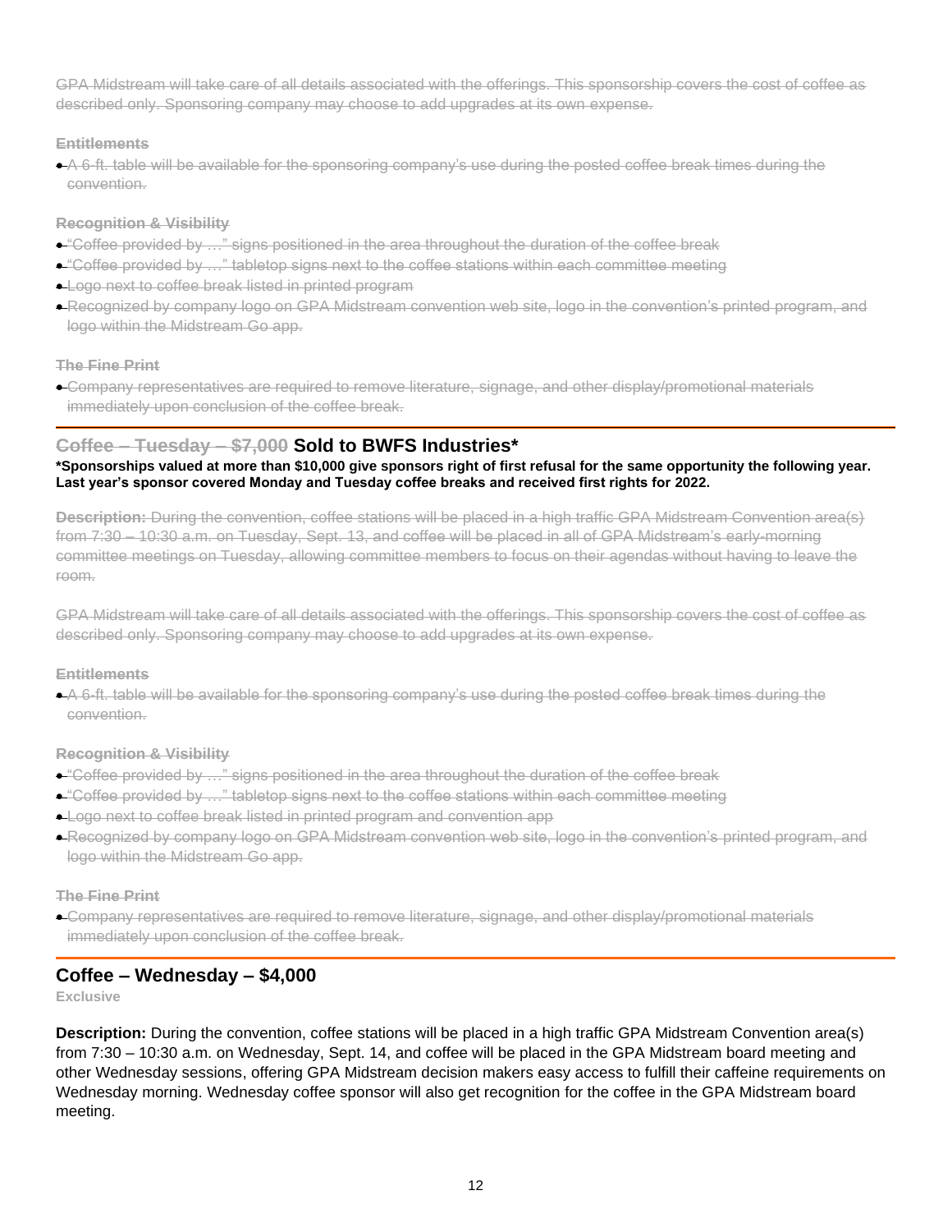~~GPA Midstream will take care of all details associated with the offerings. This sponsorship covers the cost of coffee as described only. Sponsoring company may choose to add upgrades at its own expense.~~

~~**Entitlements**~~

- ~~A 6-ft. table will be available for the sponsoring company's use during the posted coffee break times during the convention.~~

~~**Recognition & Visibility**~~

- ~~"Coffee provided by …" signs positioned in the area throughout the duration of the coffee break~~
- ~~"Coffee provided by …" tabletop signs next to the coffee stations within each committee meeting~~
- ~~Logo next to coffee break listed in printed program~~
- ~~Recognized by company logo on GPA Midstream convention web site, logo in the convention's printed program, and logo within the Midstream Go app.~~

~~**The Fine Print**~~

- ~~Company representatives are required to remove literature, signage, and other display/promotional materials immediately upon conclusion of the coffee break.~~

---

## ~~Coffee – Tuesday – $7,000~~ Sold to BWFS Industries*

**\*Sponsorships valued at more than $10,000 give sponsors right of first refusal for the same opportunity the following year. Last year's sponsor covered Monday and Tuesday coffee breaks and received first rights for 2022.**

~~**Description:** During the convention, coffee stations will be placed in a high traffic GPA Midstream Convention area(s) from 7:30 – 10:30 a.m. on Tuesday, Sept. 13, and coffee will be placed in all of GPA Midstream's early-morning committee meetings on Tuesday, allowing committee members to focus on their agendas without having to leave the room.~~

~~GPA Midstream will take care of all details associated with the offerings. This sponsorship covers the cost of coffee as described only. Sponsoring company may choose to add upgrades at its own expense.~~

~~**Entitlements**~~

- ~~A 6-ft. table will be available for the sponsoring company's use during the posted coffee break times during the convention.~~

~~**Recognition & Visibility**~~

- ~~"Coffee provided by …" signs positioned in the area throughout the duration of the coffee break~~
- ~~"Coffee provided by …" tabletop signs next to the coffee stations within each committee meeting~~
- ~~Logo next to coffee break listed in printed program and convention app~~
- ~~Recognized by company logo on GPA Midstream convention web site, logo in the convention's printed program, and logo within the Midstream Go app.~~

~~**The Fine Print**~~

- ~~Company representatives are required to remove literature, signage, and other display/promotional materials immediately upon conclusion of the coffee break.~~

---

## Coffee – Wednesday – $4,000

**Exclusive**

**Description:** During the convention, coffee stations will be placed in a high traffic GPA Midstream Convention area(s) from 7:30 – 10:30 a.m. on Wednesday, Sept. 14, and coffee will be placed in the GPA Midstream board meeting and other Wednesday sessions, offering GPA Midstream decision makers easy access to fulfill their caffeine requirements on Wednesday morning. Wednesday coffee sponsor will also get recognition for the coffee in the GPA Midstream board meeting.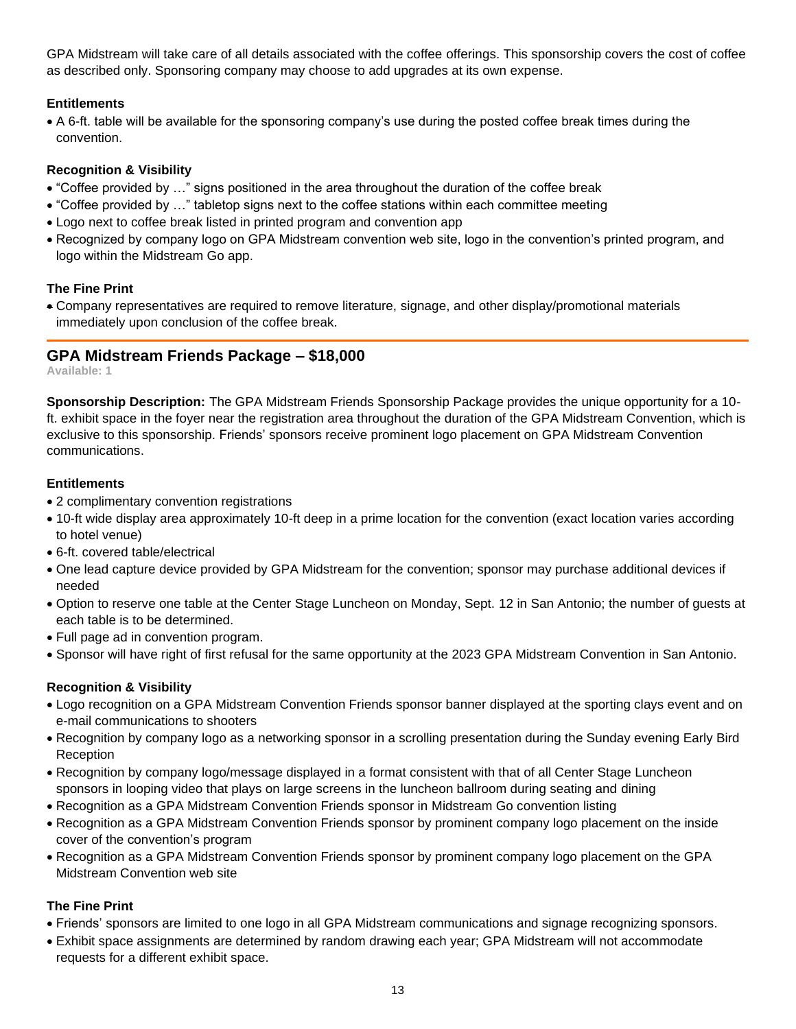GPA Midstream will take care of all details associated with the coffee offerings. This sponsorship covers the cost of coffee as described only. Sponsoring company may choose to add upgrades at its own expense.

### Entitlements

- A 6-ft. table will be available for the sponsoring company's use during the posted coffee break times during the convention.

### Recognition & Visibility

- "Coffee provided by …" signs positioned in the area throughout the duration of the coffee break
- "Coffee provided by …" tabletop signs next to the coffee stations within each committee meeting
- Logo next to coffee break listed in printed program and convention app
- Recognized by company logo on GPA Midstream convention web site, logo in the convention's printed program, and logo within the Midstream Go app.

### The Fine Print

- Company representatives are required to remove literature, signage, and other display/promotional materials immediately upon conclusion of the coffee break.

---

## GPA Midstream Friends Package – $18,000

**Available: 1**

**Sponsorship Description:** The GPA Midstream Friends Sponsorship Package provides the unique opportunity for a 10-ft. exhibit space in the foyer near the registration area throughout the duration of the GPA Midstream Convention, which is exclusive to this sponsorship. Friends' sponsors receive prominent logo placement on GPA Midstream Convention communications.

### Entitlements

- 2 complimentary convention registrations
- 10-ft wide display area approximately 10-ft deep in a prime location for the convention (exact location varies according to hotel venue)
- 6-ft. covered table/electrical
- One lead capture device provided by GPA Midstream for the convention; sponsor may purchase additional devices if needed
- Option to reserve one table at the Center Stage Luncheon on Monday, Sept. 12 in San Antonio; the number of guests at each table is to be determined.
- Full page ad in convention program.
- Sponsor will have right of first refusal for the same opportunity at the 2023 GPA Midstream Convention in San Antonio.

### Recognition & Visibility

- Logo recognition on a GPA Midstream Convention Friends sponsor banner displayed at the sporting clays event and on e-mail communications to shooters
- Recognition by company logo as a networking sponsor in a scrolling presentation during the Sunday evening Early Bird Reception
- Recognition by company logo/message displayed in a format consistent with that of all Center Stage Luncheon sponsors in looping video that plays on large screens in the luncheon ballroom during seating and dining
- Recognition as a GPA Midstream Convention Friends sponsor in Midstream Go convention listing
- Recognition as a GPA Midstream Convention Friends sponsor by prominent company logo placement on the inside cover of the convention's program
- Recognition as a GPA Midstream Convention Friends sponsor by prominent company logo placement on the GPA Midstream Convention web site

### The Fine Print

- Friends' sponsors are limited to one logo in all GPA Midstream communications and signage recognizing sponsors.
- Exhibit space assignments are determined by random drawing each year; GPA Midstream will not accommodate requests for a different exhibit space.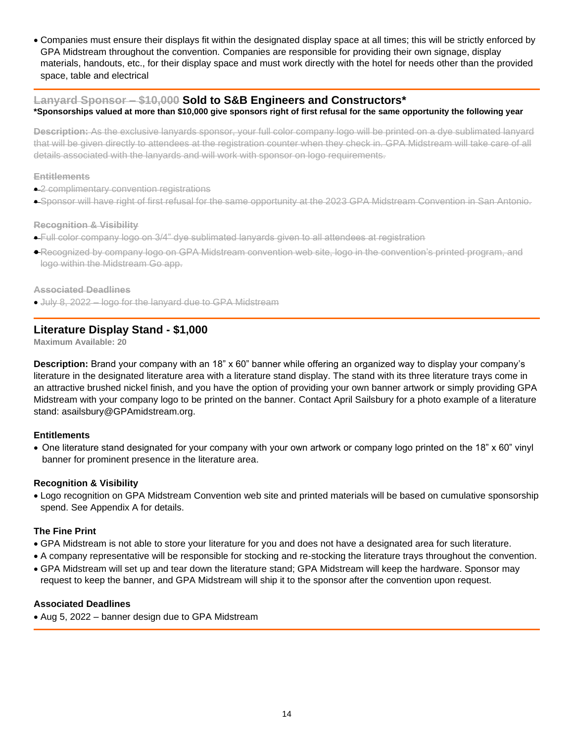- Companies must ensure their displays fit within the designated display space at all times; this will be strictly enforced by GPA Midstream throughout the convention. Companies are responsible for providing their own signage, display materials, handouts, etc., for their display space and must work directly with the hotel for needs other than the provided space, table and electrical

## ~~Lanyard Sponsor – $10,000~~ Sold to S&B Engineers and Constructors*

**\*Sponsorships valued at more than $10,000 give sponsors right of first refusal for the same opportunity the following year**

~~**Description:** As the exclusive lanyards sponsor, your full color company logo will be printed on a dye sublimated lanyard that will be given directly to attendees at the registration counter when they check in. GPA Midstream will take care of all details associated with the lanyards and will work with sponsor on logo requirements.~~

~~**Entitlements**~~

- ~~2 complimentary convention registrations~~
- ~~Sponsor will have right of first refusal for the same opportunity at the 2023 GPA Midstream Convention in San Antonio.~~

~~**Recognition & Visibility**~~

- ~~Full color company logo on 3/4" dye sublimated lanyards given to all attendees at registration~~
- ~~Recognized by company logo on GPA Midstream convention web site, logo in the convention's printed program, and logo within the Midstream Go app.~~

~~**Associated Deadlines**~~

- ~~July 8, 2022 – logo for the lanyard due to GPA Midstream~~

## Literature Display Stand - $1,000

**Maximum Available: 20**

**Description:** Brand your company with an 18" x 60" banner while offering an organized way to display your company's literature in the designated literature area with a literature stand display. The stand with its three literature trays come in an attractive brushed nickel finish, and you have the option of providing your own banner artwork or simply providing GPA Midstream with your company logo to be printed on the banner. Contact April Sailsbury for a photo example of a literature stand: asailsbury@GPAmidstream.org.

**Entitlements**

- One literature stand designated for your company with your own artwork or company logo printed on the 18" x 60" vinyl banner for prominent presence in the literature area.

**Recognition & Visibility**

- Logo recognition on GPA Midstream Convention web site and printed materials will be based on cumulative sponsorship spend. See Appendix A for details.

**The Fine Print**

- GPA Midstream is not able to store your literature for you and does not have a designated area for such literature.
- A company representative will be responsible for stocking and re-stocking the literature trays throughout the convention.
- GPA Midstream will set up and tear down the literature stand; GPA Midstream will keep the hardware. Sponsor may request to keep the banner, and GPA Midstream will ship it to the sponsor after the convention upon request.

**Associated Deadlines**

- Aug 5, 2022 – banner design due to GPA Midstream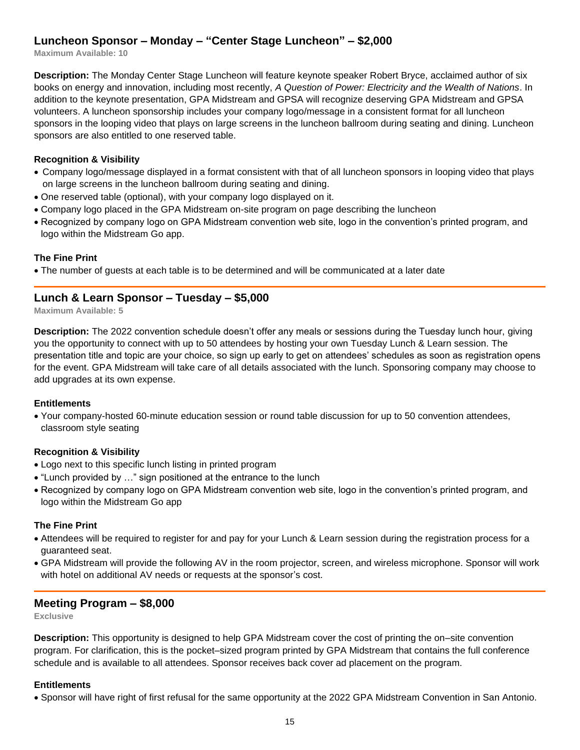## Luncheon Sponsor – Monday – "Center Stage Luncheon" – $2,000

**Maximum Available: 10**

**Description:** The Monday Center Stage Luncheon will feature keynote speaker Robert Bryce, acclaimed author of six books on energy and innovation, including most recently, *A Question of Power: Electricity and the Wealth of Nations*. In addition to the keynote presentation, GPA Midstream and GPSA will recognize deserving GPA Midstream and GPSA volunteers. A luncheon sponsorship includes your company logo/message in a consistent format for all luncheon sponsors in the looping video that plays on large screens in the luncheon ballroom during seating and dining. Luncheon sponsors are also entitled to one reserved table.

### Recognition & Visibility

- Company logo/message displayed in a format consistent with that of all luncheon sponsors in looping video that plays on large screens in the luncheon ballroom during seating and dining.
- One reserved table (optional), with your company logo displayed on it.
- Company logo placed in the GPA Midstream on-site program on page describing the luncheon
- Recognized by company logo on GPA Midstream convention web site, logo in the convention's printed program, and logo within the Midstream Go app.

### The Fine Print

- The number of guests at each table is to be determined and will be communicated at a later date

## Lunch & Learn Sponsor – Tuesday – $5,000

**Maximum Available: 5**

**Description:** The 2022 convention schedule doesn't offer any meals or sessions during the Tuesday lunch hour, giving you the opportunity to connect with up to 50 attendees by hosting your own Tuesday Lunch & Learn session. The presentation title and topic are your choice, so sign up early to get on attendees' schedules as soon as registration opens for the event. GPA Midstream will take care of all details associated with the lunch. Sponsoring company may choose to add upgrades at its own expense.

### Entitlements

- Your company-hosted 60-minute education session or round table discussion for up to 50 convention attendees, classroom style seating

### Recognition & Visibility

- Logo next to this specific lunch listing in printed program
- "Lunch provided by …" sign positioned at the entrance to the lunch
- Recognized by company logo on GPA Midstream convention web site, logo in the convention's printed program, and logo within the Midstream Go app

### The Fine Print

- Attendees will be required to register for and pay for your Lunch & Learn session during the registration process for a guaranteed seat.
- GPA Midstream will provide the following AV in the room projector, screen, and wireless microphone. Sponsor will work with hotel on additional AV needs or requests at the sponsor's cost.

## Meeting Program – $8,000

**Exclusive**

**Description:** This opportunity is designed to help GPA Midstream cover the cost of printing the on–site convention program. For clarification, this is the pocket–sized program printed by GPA Midstream that contains the full conference schedule and is available to all attendees. Sponsor receives back cover ad placement on the program.

### Entitlements

- Sponsor will have right of first refusal for the same opportunity at the 2022 GPA Midstream Convention in San Antonio.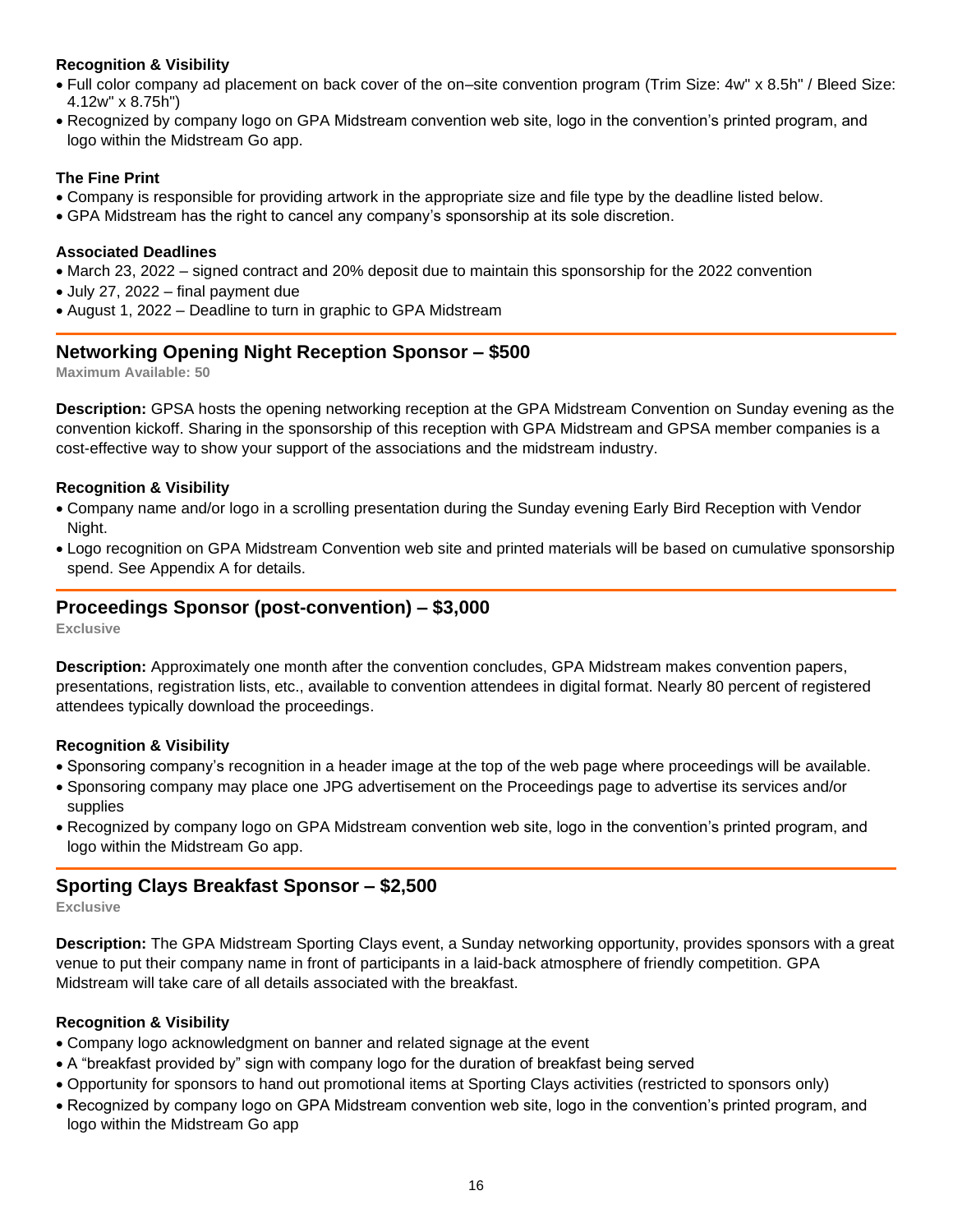**Recognition & Visibility**

- Full color company ad placement on back cover of the on–site convention program (Trim Size: 4w" x 8.5h" / Bleed Size: 4.12w" x 8.75h")
- Recognized by company logo on GPA Midstream convention web site, logo in the convention's printed program, and logo within the Midstream Go app.

**The Fine Print**

- Company is responsible for providing artwork in the appropriate size and file type by the deadline listed below.
- GPA Midstream has the right to cancel any company's sponsorship at its sole discretion.

**Associated Deadlines**

- March 23, 2022 – signed contract and 20% deposit due to maintain this sponsorship for the 2022 convention
- July 27, 2022 – final payment due
- August 1, 2022 – Deadline to turn in graphic to GPA Midstream

## Networking Opening Night Reception Sponsor – $500

**Maximum Available: 50**

**Description:** GPSA hosts the opening networking reception at the GPA Midstream Convention on Sunday evening as the convention kickoff. Sharing in the sponsorship of this reception with GPA Midstream and GPSA member companies is a cost-effective way to show your support of the associations and the midstream industry.

**Recognition & Visibility**

- Company name and/or logo in a scrolling presentation during the Sunday evening Early Bird Reception with Vendor Night.
- Logo recognition on GPA Midstream Convention web site and printed materials will be based on cumulative sponsorship spend. See Appendix A for details.

## Proceedings Sponsor (post-convention) – $3,000

**Exclusive**

**Description:** Approximately one month after the convention concludes, GPA Midstream makes convention papers, presentations, registration lists, etc., available to convention attendees in digital format. Nearly 80 percent of registered attendees typically download the proceedings.

**Recognition & Visibility**

- Sponsoring company's recognition in a header image at the top of the web page where proceedings will be available.
- Sponsoring company may place one JPG advertisement on the Proceedings page to advertise its services and/or supplies
- Recognized by company logo on GPA Midstream convention web site, logo in the convention's printed program, and logo within the Midstream Go app.

## Sporting Clays Breakfast Sponsor – $2,500

**Exclusive**

**Description:** The GPA Midstream Sporting Clays event, a Sunday networking opportunity, provides sponsors with a great venue to put their company name in front of participants in a laid-back atmosphere of friendly competition. GPA Midstream will take care of all details associated with the breakfast.

**Recognition & Visibility**

- Company logo acknowledgment on banner and related signage at the event
- A "breakfast provided by" sign with company logo for the duration of breakfast being served
- Opportunity for sponsors to hand out promotional items at Sporting Clays activities (restricted to sponsors only)
- Recognized by company logo on GPA Midstream convention web site, logo in the convention's printed program, and logo within the Midstream Go app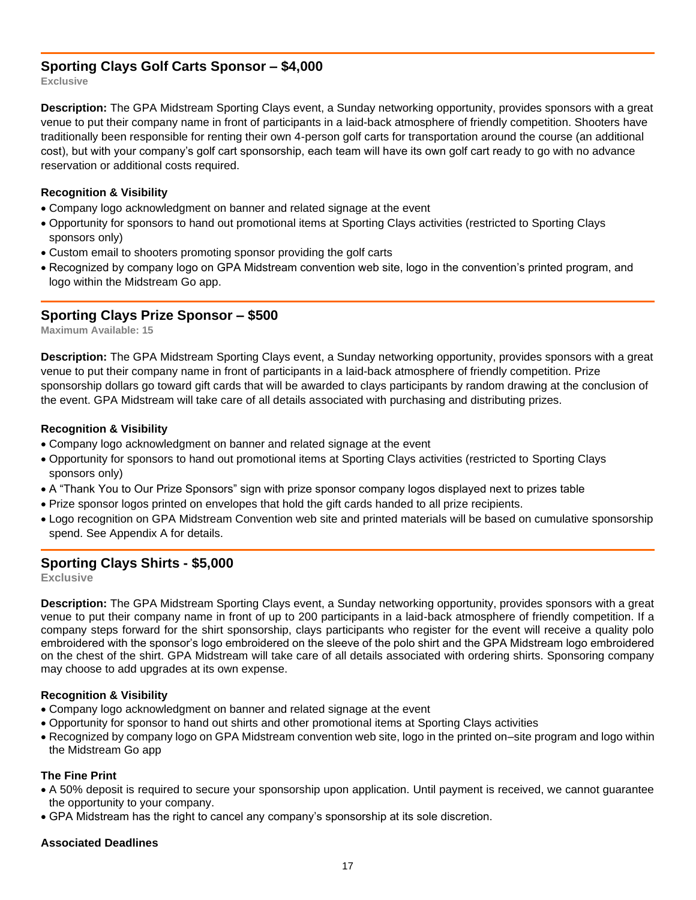## Sporting Clays Golf Carts Sponsor – $4,000

**Exclusive**

**Description:** The GPA Midstream Sporting Clays event, a Sunday networking opportunity, provides sponsors with a great venue to put their company name in front of participants in a laid-back atmosphere of friendly competition. Shooters have traditionally been responsible for renting their own 4-person golf carts for transportation around the course (an additional cost), but with your company's golf cart sponsorship, each team will have its own golf cart ready to go with no advance reservation or additional costs required.

**Recognition & Visibility**

- Company logo acknowledgment on banner and related signage at the event
- Opportunity for sponsors to hand out promotional items at Sporting Clays activities (restricted to Sporting Clays sponsors only)
- Custom email to shooters promoting sponsor providing the golf carts
- Recognized by company logo on GPA Midstream convention web site, logo in the convention's printed program, and logo within the Midstream Go app.

## Sporting Clays Prize Sponsor – $500

**Maximum Available: 15**

**Description:** The GPA Midstream Sporting Clays event, a Sunday networking opportunity, provides sponsors with a great venue to put their company name in front of participants in a laid-back atmosphere of friendly competition. Prize sponsorship dollars go toward gift cards that will be awarded to clays participants by random drawing at the conclusion of the event. GPA Midstream will take care of all details associated with purchasing and distributing prizes.

**Recognition & Visibility**

- Company logo acknowledgment on banner and related signage at the event
- Opportunity for sponsors to hand out promotional items at Sporting Clays activities (restricted to Sporting Clays sponsors only)
- A "Thank You to Our Prize Sponsors" sign with prize sponsor company logos displayed next to prizes table
- Prize sponsor logos printed on envelopes that hold the gift cards handed to all prize recipients.
- Logo recognition on GPA Midstream Convention web site and printed materials will be based on cumulative sponsorship spend. See Appendix A for details.

## Sporting Clays Shirts - $5,000

**Exclusive**

**Description:** The GPA Midstream Sporting Clays event, a Sunday networking opportunity, provides sponsors with a great venue to put their company name in front of up to 200 participants in a laid-back atmosphere of friendly competition. If a company steps forward for the shirt sponsorship, clays participants who register for the event will receive a quality polo embroidered with the sponsor's logo embroidered on the sleeve of the polo shirt and the GPA Midstream logo embroidered on the chest of the shirt. GPA Midstream will take care of all details associated with ordering shirts. Sponsoring company may choose to add upgrades at its own expense.

**Recognition & Visibility**

- Company logo acknowledgment on banner and related signage at the event
- Opportunity for sponsor to hand out shirts and other promotional items at Sporting Clays activities
- Recognized by company logo on GPA Midstream convention web site, logo in the printed on–site program and logo within the Midstream Go app

**The Fine Print**

- A 50% deposit is required to secure your sponsorship upon application. Until payment is received, we cannot guarantee the opportunity to your company.
- GPA Midstream has the right to cancel any company's sponsorship at its sole discretion.

**Associated Deadlines**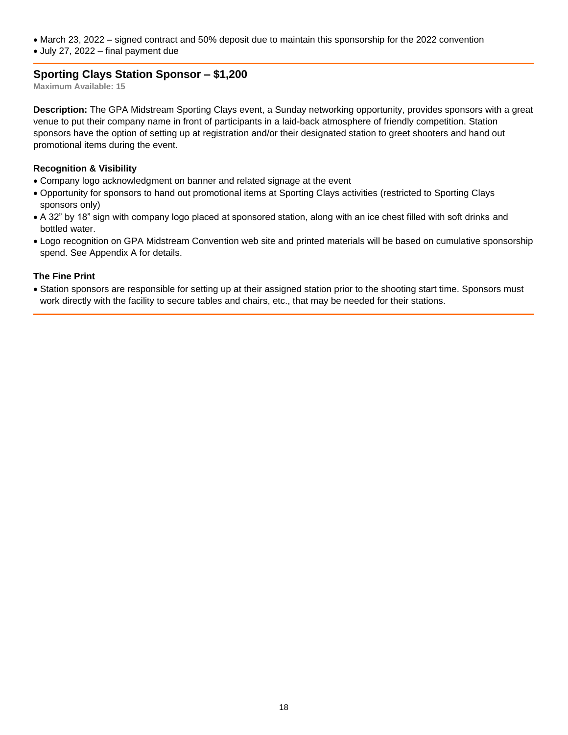- March 23, 2022 – signed contract and 50% deposit due to maintain this sponsorship for the 2022 convention
- July 27, 2022 – final payment due

## Sporting Clays Station Sponsor – $1,200

**Maximum Available: 15**

**Description:** The GPA Midstream Sporting Clays event, a Sunday networking opportunity, provides sponsors with a great venue to put their company name in front of participants in a laid-back atmosphere of friendly competition. Station sponsors have the option of setting up at registration and/or their designated station to greet shooters and hand out promotional items during the event.

### Recognition & Visibility

- Company logo acknowledgment on banner and related signage at the event
- Opportunity for sponsors to hand out promotional items at Sporting Clays activities (restricted to Sporting Clays sponsors only)
- A 32" by 18" sign with company logo placed at sponsored station, along with an ice chest filled with soft drinks and bottled water.
- Logo recognition on GPA Midstream Convention web site and printed materials will be based on cumulative sponsorship spend. See Appendix A for details.

### The Fine Print

- Station sponsors are responsible for setting up at their assigned station prior to the shooting start time. Sponsors must work directly with the facility to secure tables and chairs, etc., that may be needed for their stations.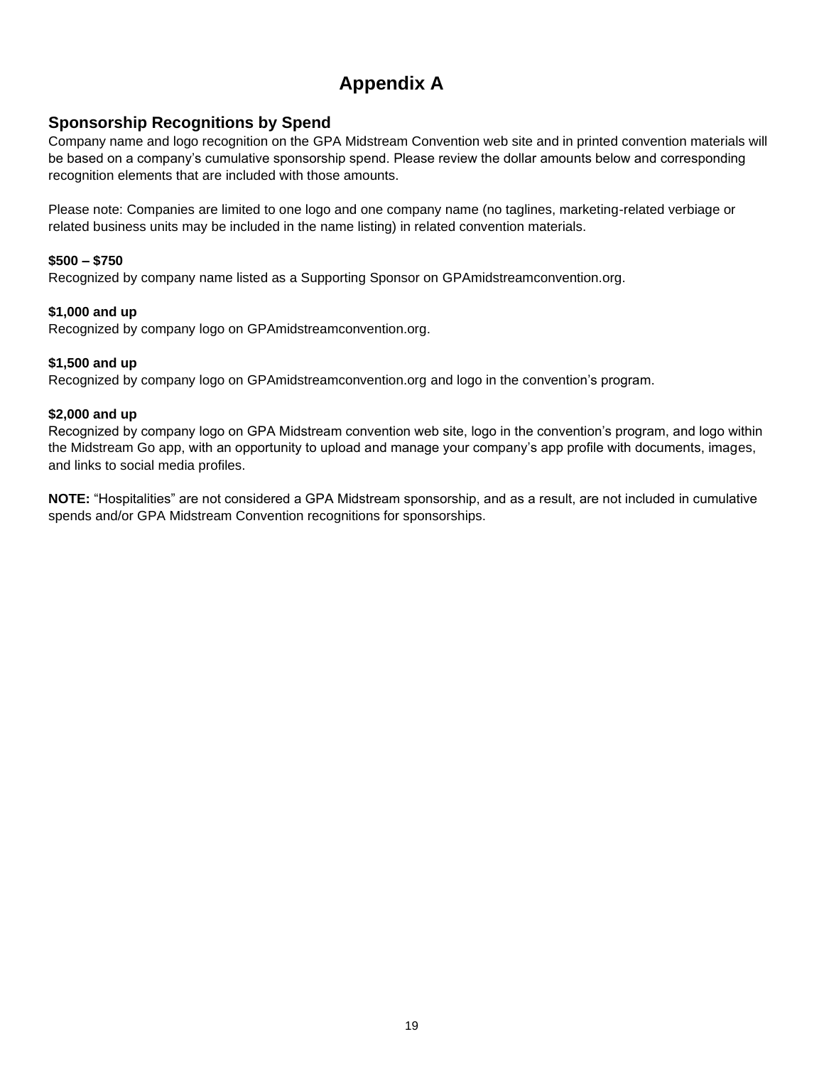# Appendix A

## Sponsorship Recognitions by Spend

Company name and logo recognition on the GPA Midstream Convention web site and in printed convention materials will be based on a company's cumulative sponsorship spend. Please review the dollar amounts below and corresponding recognition elements that are included with those amounts.

Please note: Companies are limited to one logo and one company name (no taglines, marketing-related verbiage or related business units may be included in the name listing) in related convention materials.

**$500 – $750**
Recognized by company name listed as a Supporting Sponsor on GPAmidstreamconvention.org.

**$1,000 and up**
Recognized by company logo on GPAmidstreamconvention.org.

**$1,500 and up**
Recognized by company logo on GPAmidstreamconvention.org and logo in the convention's program.

**$2,000 and up**
Recognized by company logo on GPA Midstream convention web site, logo in the convention's program, and logo within the Midstream Go app, with an opportunity to upload and manage your company's app profile with documents, images, and links to social media profiles.

**NOTE:** "Hospitalities" are not considered a GPA Midstream sponsorship, and as a result, are not included in cumulative spends and/or GPA Midstream Convention recognitions for sponsorships.